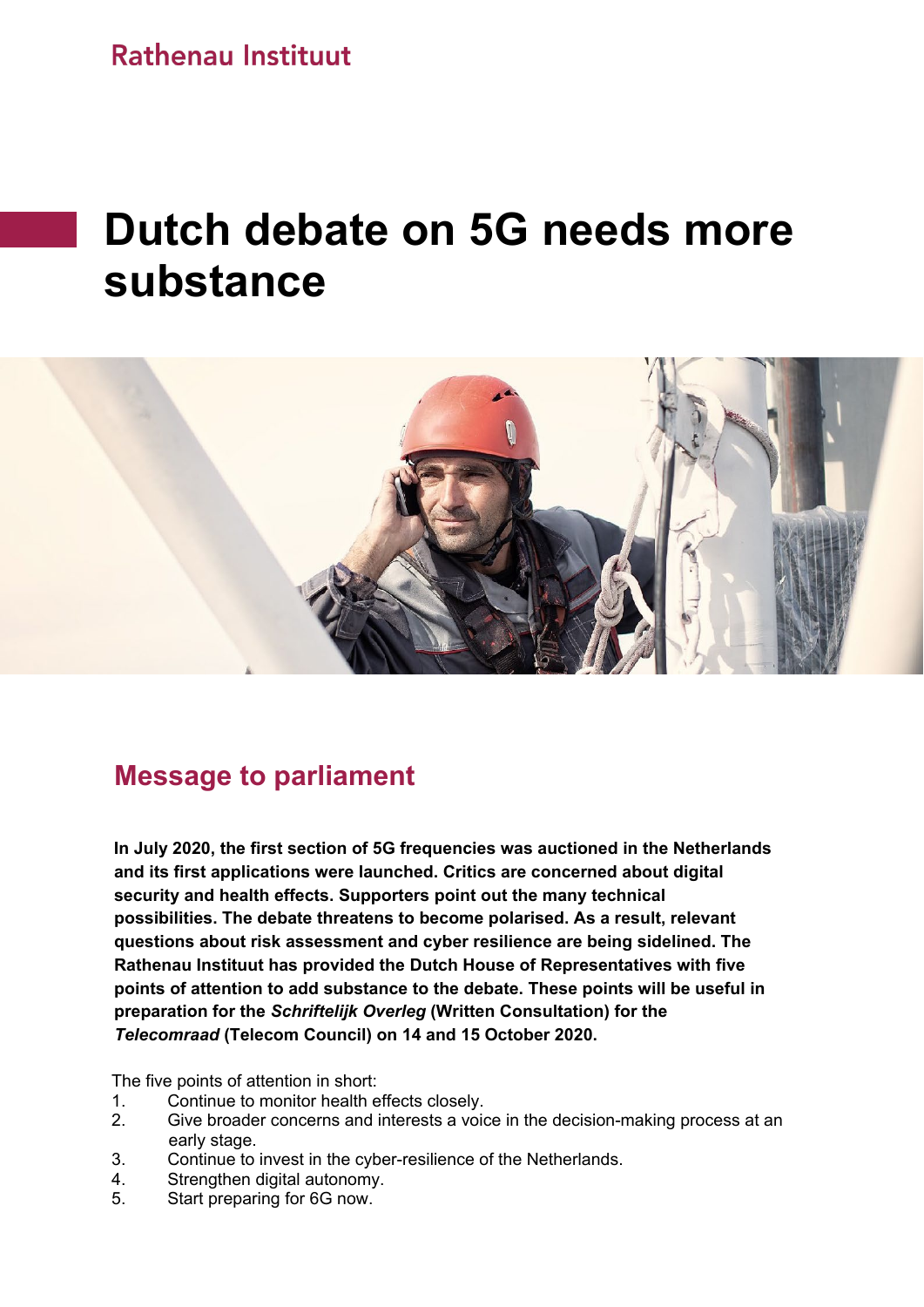Rathenau Instituut

# Dutch debate on 5G needs more substance

## Message to parliament

**In July 2020, the first section of 5G frequencies was auctioned in the Netherlands and its first applications were launched. Critics are concerned about digital security and health effects. Supporters point out the many technical possibilities. The debate threatens to become polarised. As a result, relevant questions about risk assessment and cyber resilience are being sidelined. The Rathenau Instituut has provided the Dutch House of Representatives with five points of attention to add substance to the debate. These points will be useful in preparation for the *Schriftelijk Overleg* (Written Consultation) for the *Telecomraad* (Telecom Council) on 14 and 15 October 2020.**

The five points of attention in short:

1. Continue to monitor health effects closely.
2. Give broader concerns and interests a voice in the decision-making process at an early stage.
3. Continue to invest in the cyber-resilience of the Netherlands.
4. Strengthen digital autonomy.
5. Start preparing for 6G now.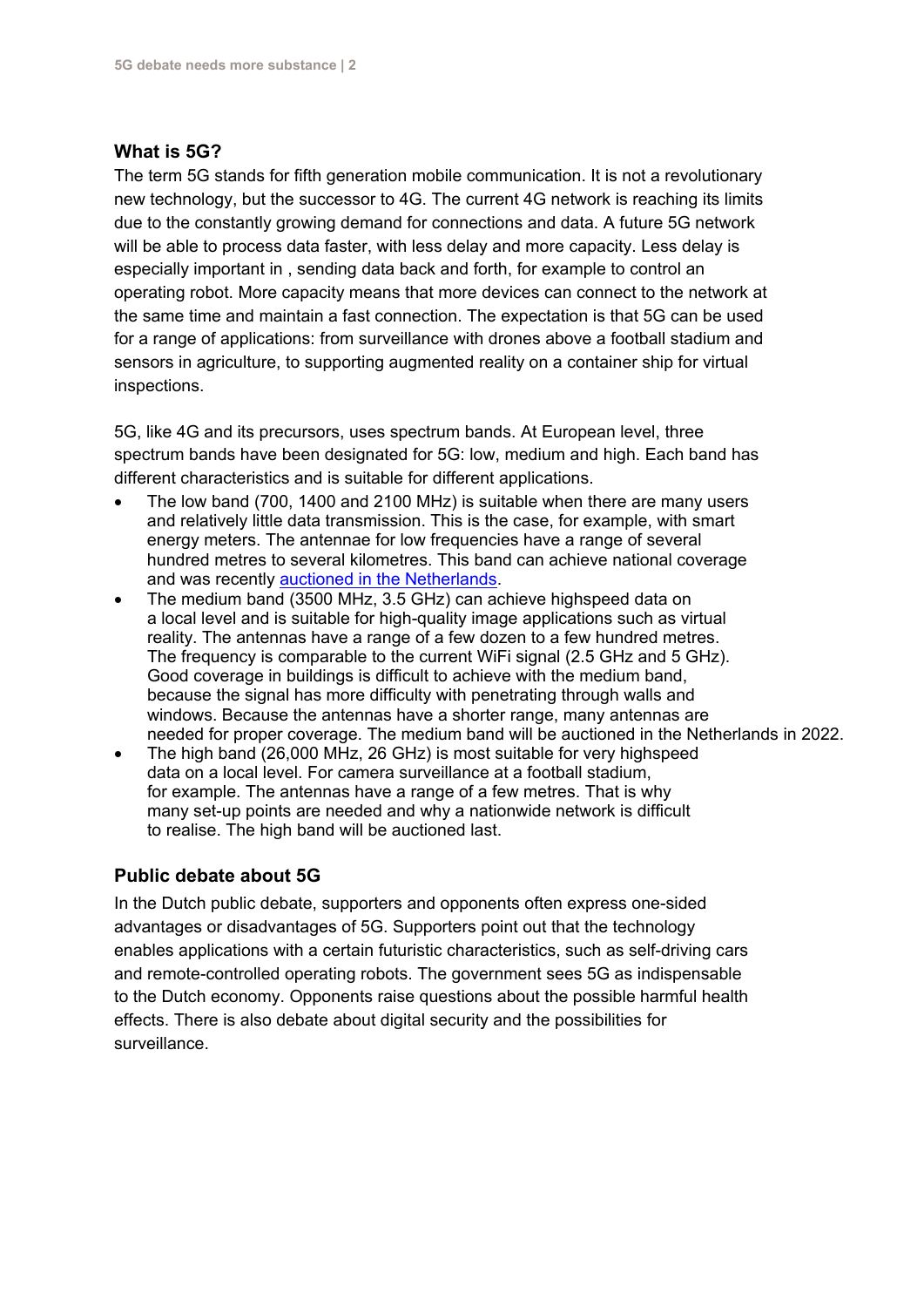## What is 5G?

The term 5G stands for fifth generation mobile communication. It is not a revolutionary new technology, but the successor to 4G. The current 4G network is reaching its limits due to the constantly growing demand for connections and data. A future 5G network will be able to process data faster, with less delay and more capacity. Less delay is especially important in , sending data back and forth, for example to control an operating robot. More capacity means that more devices can connect to the network at the same time and maintain a fast connection. The expectation is that 5G can be used for a range of applications: from surveillance with drones above a football stadium and sensors in agriculture, to supporting augmented reality on a container ship for virtual inspections.

5G, like 4G and its precursors, uses spectrum bands. At European level, three spectrum bands have been designated for 5G: low, medium and high. Each band has different characteristics and is suitable for different applications.

- The low band (700, 1400 and 2100 MHz) is suitable when there are many users and relatively little data transmission. This is the case, for example, with smart energy meters. The antennae for low frequencies have a range of several hundred metres to several kilometres. This band can achieve national coverage and was recently auctioned in the Netherlands.
- The medium band (3500 MHz, 3.5 GHz) can achieve highspeed data on a local level and is suitable for high-quality image applications such as virtual reality. The antennas have a range of a few dozen to a few hundred metres. The frequency is comparable to the current WiFi signal (2.5 GHz and 5 GHz). Good coverage in buildings is difficult to achieve with the medium band, because the signal has more difficulty with penetrating through walls and windows. Because the antennas have a shorter range, many antennas are needed for proper coverage. The medium band will be auctioned in the Netherlands in 2022.
- The high band (26,000 MHz, 26 GHz) is most suitable for very highspeed data on a local level. For camera surveillance at a football stadium, for example. The antennas have a range of a few metres. That is why many set-up points are needed and why a nationwide network is difficult to realise. The high band will be auctioned last.

## Public debate about 5G

In the Dutch public debate, supporters and opponents often express one-sided advantages or disadvantages of 5G. Supporters point out that the technology enables applications with a certain futuristic characteristics, such as self-driving cars and remote-controlled operating robots. The government sees 5G as indispensable to the Dutch economy. Opponents raise questions about the possible harmful health effects. There is also debate about digital security and the possibilities for surveillance.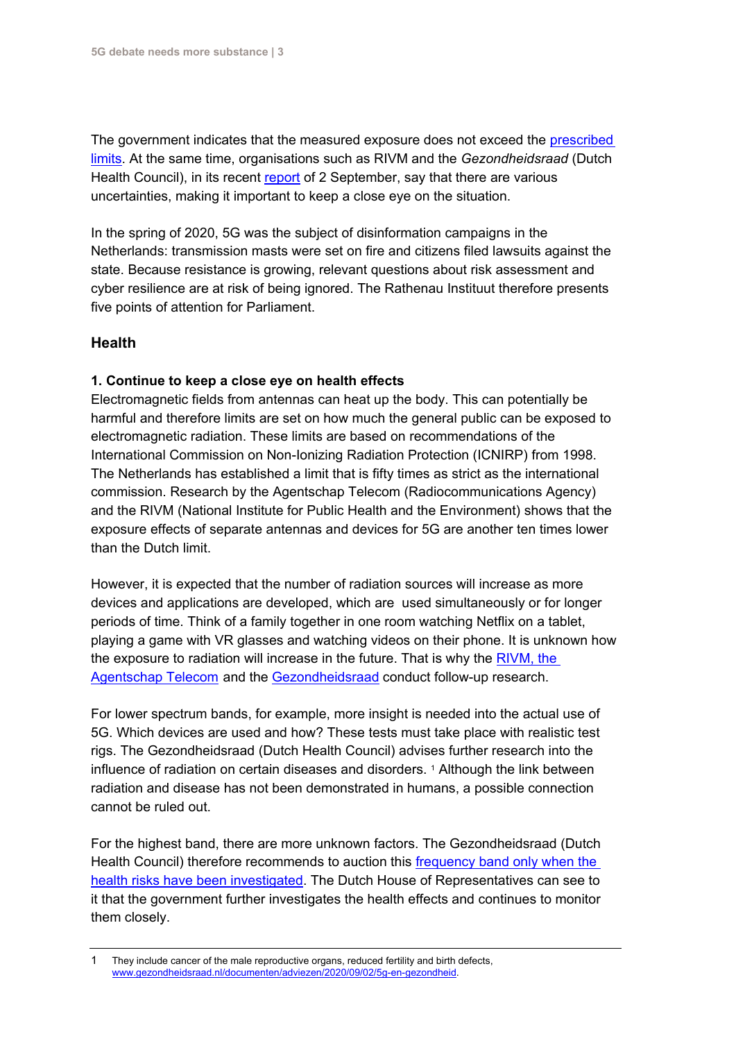The government indicates that the measured exposure does not exceed the [prescribed limits](). At the same time, organisations such as RIVM and the *Gezondheidsraad* (Dutch Health Council), in its recent [report]() of 2 September, say that there are various uncertainties, making it important to keep a close eye on the situation.

In the spring of 2020, 5G was the subject of disinformation campaigns in the Netherlands: transmission masts were set on fire and citizens filed lawsuits against the state. Because resistance is growing, relevant questions about risk assessment and cyber resilience are at risk of being ignored. The Rathenau Instituut therefore presents five points of attention for Parliament.

## Health

### 1. Continue to keep a close eye on health effects

Electromagnetic fields from antennas can heat up the body. This can potentially be harmful and therefore limits are set on how much the general public can be exposed to electromagnetic radiation. These limits are based on recommendations of the International Commission on Non-Ionizing Radiation Protection (ICNIRP) from 1998. The Netherlands has established a limit that is fifty times as strict as the international commission. Research by the Agentschap Telecom (Radiocommunications Agency) and the RIVM (National Institute for Public Health and the Environment) shows that the exposure effects of separate antennas and devices for 5G are another ten times lower than the Dutch limit.

However, it is expected that the number of radiation sources will increase as more devices and applications are developed, which are used simultaneously or for longer periods of time. Think of a family together in one room watching Netflix on a tablet, playing a game with VR glasses and watching videos on their phone. It is unknown how the exposure to radiation will increase in the future. That is why the [RIVM, the Agentschap Telecom]() and the [Gezondheidsraad]() conduct follow-up research.

For lower spectrum bands, for example, more insight is needed into the actual use of 5G. Which devices are used and how? These tests must take place with realistic test rigs. The Gezondheidsraad (Dutch Health Council) advises further research into the influence of radiation on certain diseases and disorders. [1] Although the link between radiation and disease has not been demonstrated in humans, a possible connection cannot be ruled out.

For the highest band, there are more unknown factors. The Gezondheidsraad (Dutch Health Council) therefore recommends to auction this [frequency band only when the health risks have been investigated](). The Dutch House of Representatives can see to it that the government further investigates the health effects and continues to monitor them closely.

---

1 They include cancer of the male reproductive organs, reduced fertility and birth defects, [www.gezondheidsraad.nl/documenten/adviezen/2020/09/02/5g-en-gezondheid](www.gezondheidsraad.nl/documenten/adviezen/2020/09/02/5g-en-gezondheid).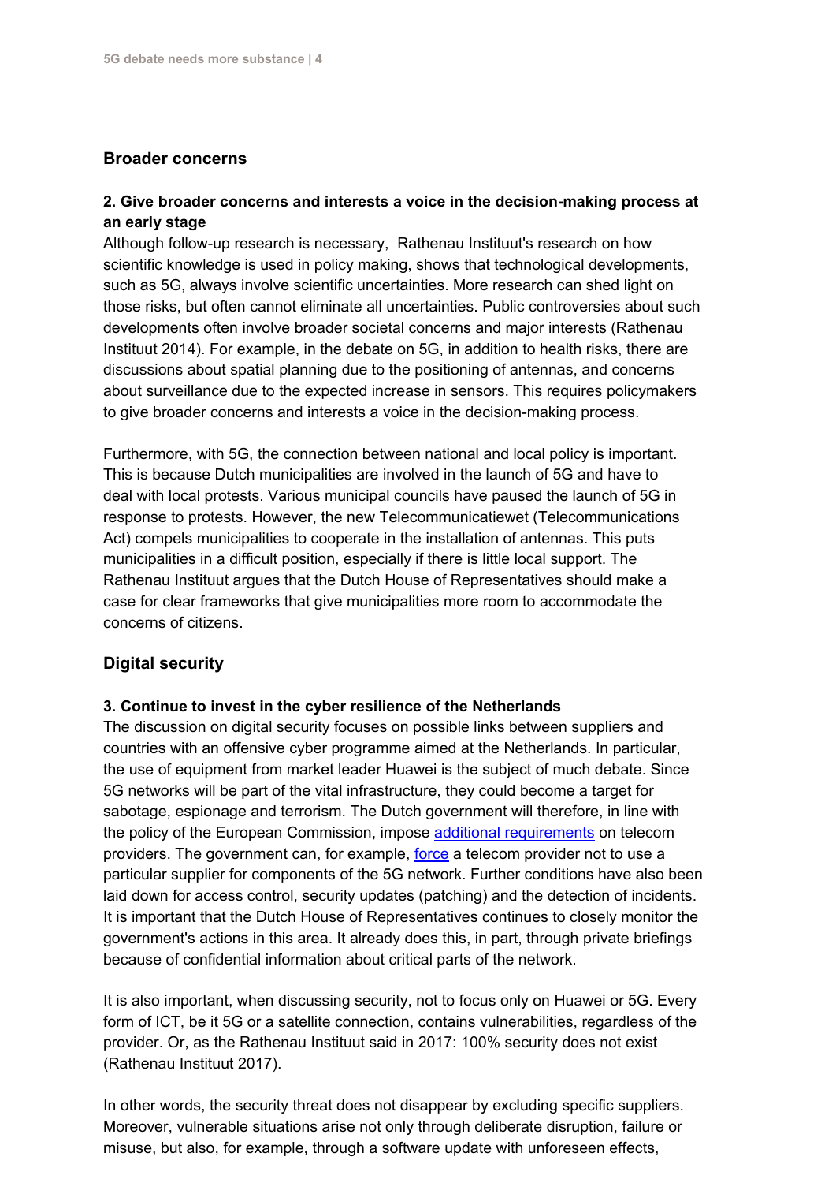## Broader concerns

**2. Give broader concerns and interests a voice in the decision-making process at an early stage**

Although follow-up research is necessary, Rathenau Instituut's research on how scientific knowledge is used in policy making, shows that technological developments, such as 5G, always involve scientific uncertainties. More research can shed light on those risks, but often cannot eliminate all uncertainties. Public controversies about such developments often involve broader societal concerns and major interests (Rathenau Instituut 2014). For example, in the debate on 5G, in addition to health risks, there are discussions about spatial planning due to the positioning of antennas, and concerns about surveillance due to the expected increase in sensors. This requires policymakers to give broader concerns and interests a voice in the decision-making process.

Furthermore, with 5G, the connection between national and local policy is important. This is because Dutch municipalities are involved in the launch of 5G and have to deal with local protests. Various municipal councils have paused the launch of 5G in response to protests. However, the new Telecommunicatiewet (Telecommunications Act) compels municipalities to cooperate in the installation of antennas. This puts municipalities in a difficult position, especially if there is little local support. The Rathenau Instituut argues that the Dutch House of Representatives should make a case for clear frameworks that give municipalities more room to accommodate the concerns of citizens.

## Digital security

**3. Continue to invest in the cyber resilience of the Netherlands**

The discussion on digital security focuses on possible links between suppliers and countries with an offensive cyber programme aimed at the Netherlands. In particular, the use of equipment from market leader Huawei is the subject of much debate. Since 5G networks will be part of the vital infrastructure, they could become a target for sabotage, espionage and terrorism. The Dutch government will therefore, in line with the policy of the European Commission, impose additional requirements on telecom providers. The government can, for example, force a telecom provider not to use a particular supplier for components of the 5G network. Further conditions have also been laid down for access control, security updates (patching) and the detection of incidents. It is important that the Dutch House of Representatives continues to closely monitor the government's actions in this area. It already does this, in part, through private briefings because of confidential information about critical parts of the network.

It is also important, when discussing security, not to focus only on Huawei or 5G. Every form of ICT, be it 5G or a satellite connection, contains vulnerabilities, regardless of the provider. Or, as the Rathenau Instituut said in 2017: 100% security does not exist (Rathenau Instituut 2017).

In other words, the security threat does not disappear by excluding specific suppliers. Moreover, vulnerable situations arise not only through deliberate disruption, failure or misuse, but also, for example, through a software update with unforeseen effects,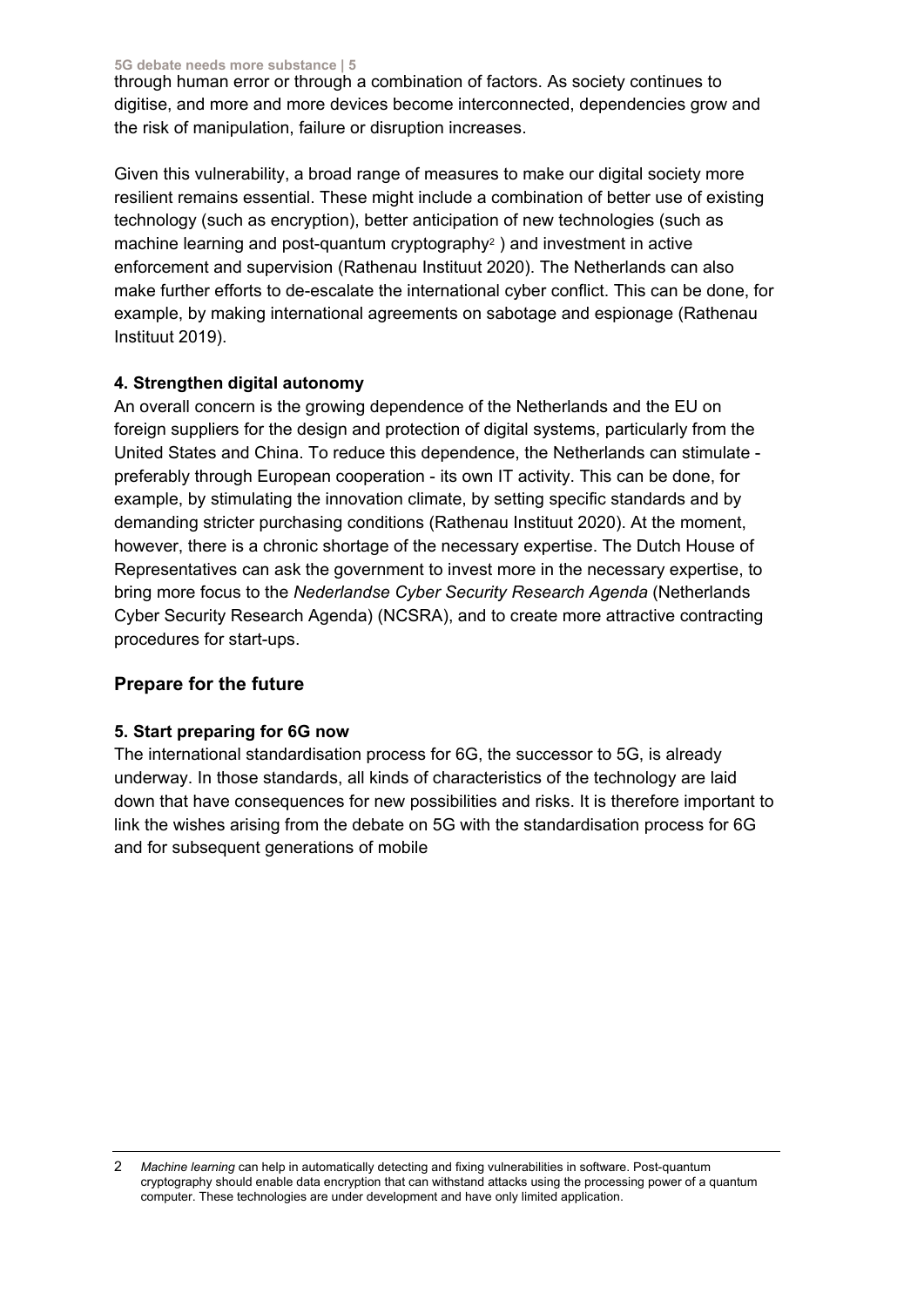through human error or through a combination of factors. As society continues to digitise, and more and more devices become interconnected, dependencies grow and the risk of manipulation, failure or disruption increases.

Given this vulnerability, a broad range of measures to make our digital society more resilient remains essential. These might include a combination of better use of existing technology (such as encryption), better anticipation of new technologies (such as machine learning and post-quantum cryptography[2] ) and investment in active enforcement and supervision (Rathenau Instituut 2020). The Netherlands can also make further efforts to de-escalate the international cyber conflict. This can be done, for example, by making international agreements on sabotage and espionage (Rathenau Instituut 2019).

**4. Strengthen digital autonomy**

An overall concern is the growing dependence of the Netherlands and the EU on foreign suppliers for the design and protection of digital systems, particularly from the United States and China. To reduce this dependence, the Netherlands can stimulate - preferably through European cooperation - its own IT activity. This can be done, for example, by stimulating the innovation climate, by setting specific standards and by demanding stricter purchasing conditions (Rathenau Instituut 2020). At the moment, however, there is a chronic shortage of the necessary expertise. The Dutch House of Representatives can ask the government to invest more in the necessary expertise, to bring more focus to the *Nederlandse Cyber Security Research Agenda* (Netherlands Cyber Security Research Agenda) (NCSRA), and to create more attractive contracting procedures for start-ups.

## Prepare for the future

**5. Start preparing for 6G now**

The international standardisation process for 6G, the successor to 5G, is already underway. In those standards, all kinds of characteristics of the technology are laid down that have consequences for new possibilities and risks. It is therefore important to link the wishes arising from the debate on 5G with the standardisation process for 6G and for subsequent generations of mobile

---

2 *Machine learning* can help in automatically detecting and fixing vulnerabilities in software. Post-quantum cryptography should enable data encryption that can withstand attacks using the processing power of a quantum computer. These technologies are under development and have only limited application.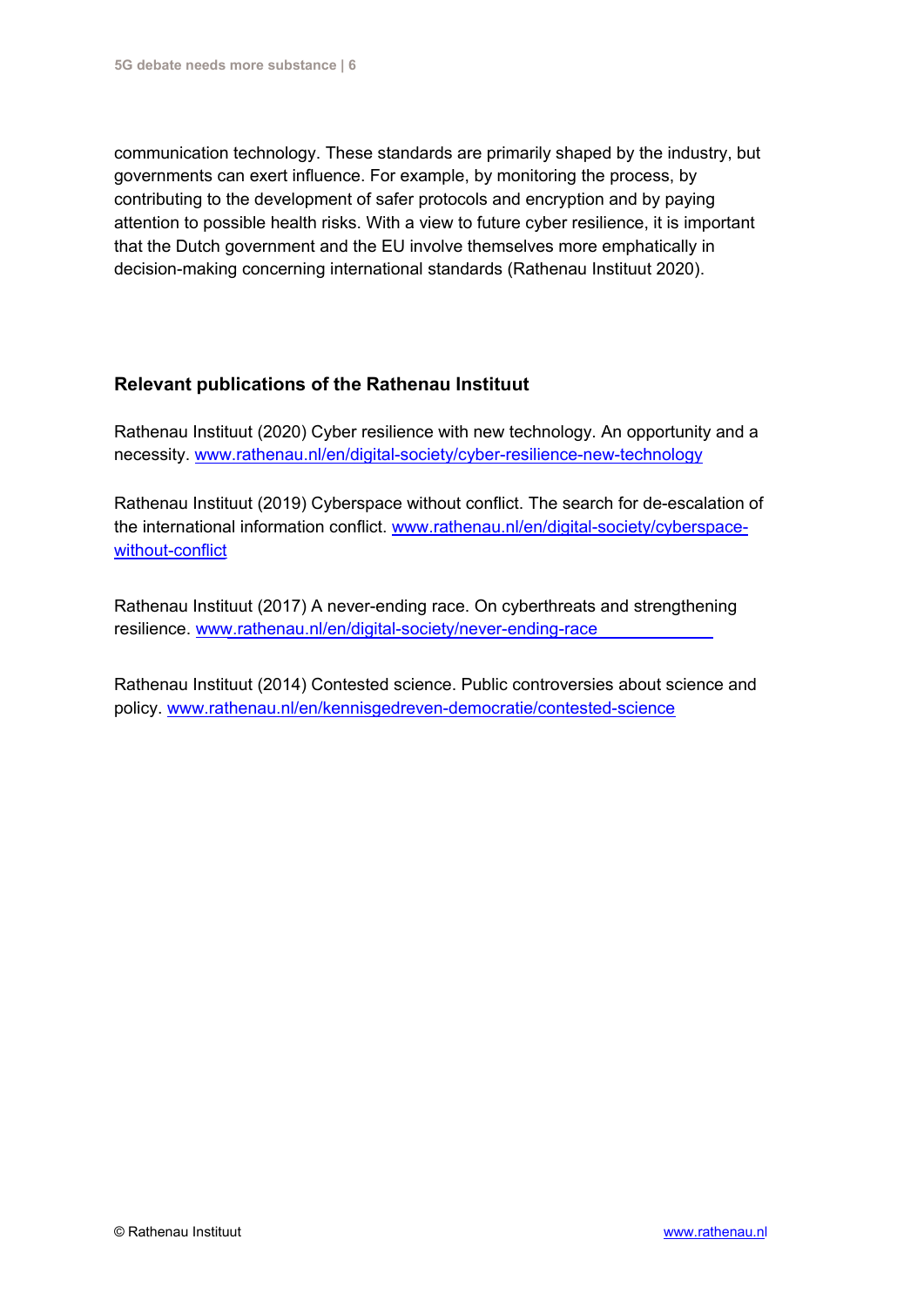communication technology. These standards are primarily shaped by the industry, but governments can exert influence. For example, by monitoring the process, by contributing to the development of safer protocols and encryption and by paying attention to possible health risks. With a view to future cyber resilience, it is important that the Dutch government and the EU involve themselves more emphatically in decision-making concerning international standards (Rathenau Instituut 2020).

### Relevant publications of the Rathenau Instituut

Rathenau Instituut (2020) Cyber resilience with new technology. An opportunity and a necessity. www.rathenau.nl/en/digital-society/cyber-resilience-new-technology

Rathenau Instituut (2019) Cyberspace without conflict. The search for de-escalation of the international information conflict. www.rathenau.nl/en/digital-society/cyberspace-without-conflict

Rathenau Instituut (2017) A never-ending race. On cyberthreats and strengthening resilience. www.rathenau.nl/en/digital-society/never-ending-race

Rathenau Instituut (2014) Contested science. Public controversies about science and policy. www.rathenau.nl/en/kennisgedreven-democratie/contested-science

© Rathenau Instituut www.rathenau.nl